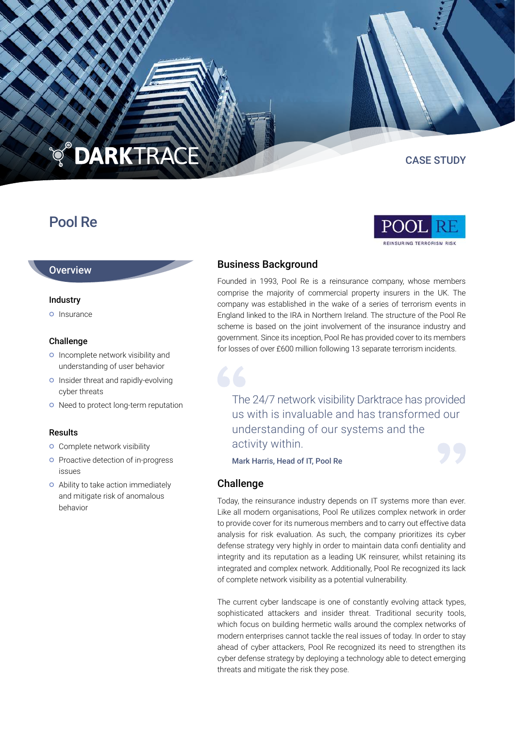DARKTRACE

CASE STUDY

# Pool Re

POOL RE
REINSURING TERRORISM RISK

## Overview

### Industry

- Insurance

### Challenge

- Incomplete network visibility and understanding of user behavior
- Insider threat and rapidly-evolving cyber threats
- Need to protect long-term reputation

### Results

- Complete network visibility
- Proactive detection of in-progress issues
- Ability to take action immediately and mitigate risk of anomalous behavior

## Business Background

Founded in 1993, Pool Re is a reinsurance company, whose members comprise the majority of commercial property insurers in the UK. The company was established in the wake of a series of terrorism events in England linked to the IRA in Northern Ireland. The structure of the Pool Re scheme is based on the joint involvement of the insurance industry and government. Since its inception, Pool Re has provided cover to its members for losses of over £600 million following 13 separate terrorism incidents.

> The 24/7 network visibility Darktrace has provided us with is invaluable and has transformed our understanding of our systems and the activity within.
>
> **Mark Harris, Head of IT, Pool Re**

## Challenge

Today, the reinsurance industry depends on IT systems more than ever. Like all modern organisations, Pool Re utilizes complex network in order to provide cover for its numerous members and to carry out effective data analysis for risk evaluation. As such, the company prioritizes its cyber defense strategy very highly in order to maintain data confi dentiality and integrity and its reputation as a leading UK reinsurer, whilst retaining its integrated and complex network. Additionally, Pool Re recognized its lack of complete network visibility as a potential vulnerability.

The current cyber landscape is one of constantly evolving attack types, sophisticated attackers and insider threat. Traditional security tools, which focus on building hermetic walls around the complex networks of modern enterprises cannot tackle the real issues of today. In order to stay ahead of cyber attackers, Pool Re recognized its need to strengthen its cyber defense strategy by deploying a technology able to detect emerging threats and mitigate the risk they pose.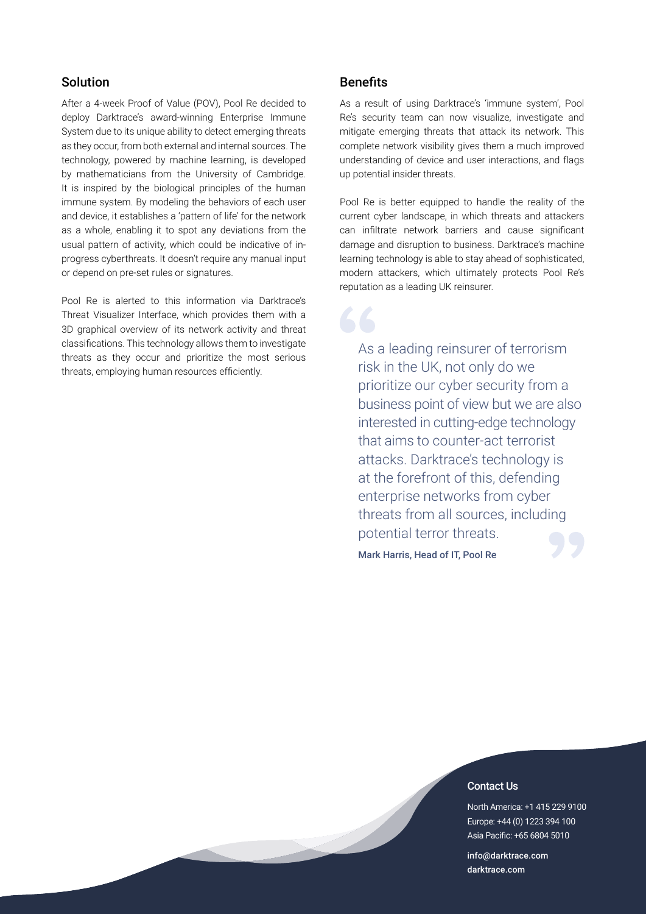## Solution

After a 4-week Proof of Value (POV), Pool Re decided to deploy Darktrace's award-winning Enterprise Immune System due to its unique ability to detect emerging threats as they occur, from both external and internal sources. The technology, powered by machine learning, is developed by mathematicians from the University of Cambridge. It is inspired by the biological principles of the human immune system. By modeling the behaviors of each user and device, it establishes a 'pattern of life' for the network as a whole, enabling it to spot any deviations from the usual pattern of activity, which could be indicative of in-progress cyberthreats. It doesn't require any manual input or depend on pre-set rules or signatures.

Pool Re is alerted to this information via Darktrace's Threat Visualizer Interface, which provides them with a 3D graphical overview of its network activity and threat classifications. This technology allows them to investigate threats as they occur and prioritize the most serious threats, employing human resources efficiently.

## Benefits

As a result of using Darktrace's 'immune system', Pool Re's security team can now visualize, investigate and mitigate emerging threats that attack its network. This complete network visibility gives them a much improved understanding of device and user interactions, and flags up potential insider threats.

Pool Re is better equipped to handle the reality of the current cyber landscape, in which threats and attackers can infiltrate network barriers and cause significant damage and disruption to business. Darktrace's machine learning technology is able to stay ahead of sophisticated, modern attackers, which ultimately protects Pool Re's reputation as a leading UK reinsurer.

> As a leading reinsurer of terrorism risk in the UK, not only do we prioritize our cyber security from a business point of view but we are also interested in cutting-edge technology that aims to counter-act terrorist attacks. Darktrace's technology is at the forefront of this, defending enterprise networks from cyber threats from all sources, including potential terror threats.
>
> **Mark Harris, Head of IT, Pool Re**

### Contact Us

North America: +1 415 229 9100
Europe: +44 (0) 1223 394 100
Asia Pacific: +65 6804 5010

info@darktrace.com
darktrace.com